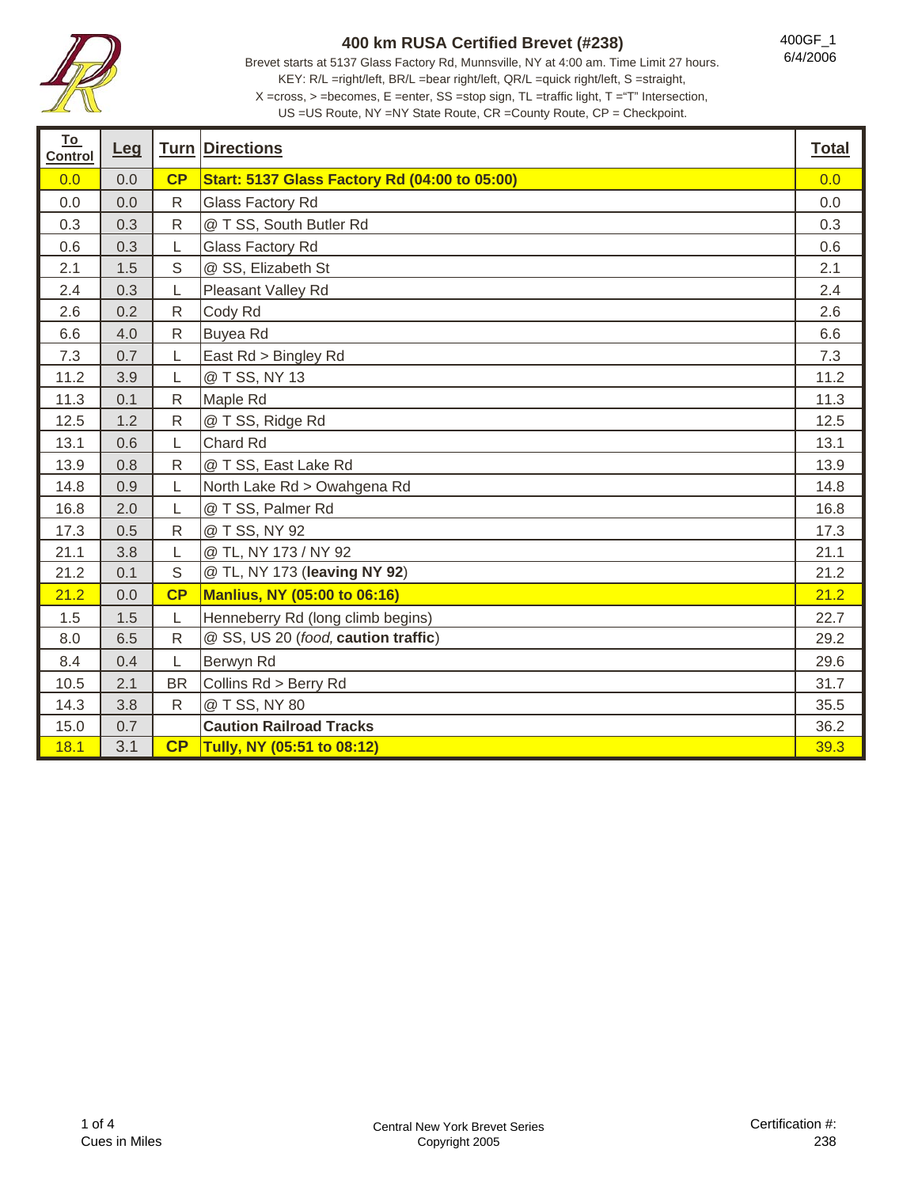# 400 km RUSA Certified Brevet (#238)

400GF_1
6/4/2006

Brevet starts at 5137 Glass Factory Rd, Munnsville, NY at 4:00 am. Time Limit 27 hours.
KEY: R/L =right/left, BR/L =bear right/left, QR/L =quick right/left, S =straight,
X =cross, > =becomes, E =enter, SS =stop sign, TL =traffic light, T ="T" Intersection,
US =US Route, NY =NY State Route, CR =County Route, CP = Checkpoint.

| To Control | Leg | Turn | Directions | Total |
|---|---|---|---|---|
| 0.0 | 0.0 | **CP** | **Start: 5137 Glass Factory Rd (04:00 to 05:00)** | 0.0 |
| 0.0 | 0.0 | R | Glass Factory Rd | 0.0 |
| 0.3 | 0.3 | R | @ T SS, South Butler Rd | 0.3 |
| 0.6 | 0.3 | L | Glass Factory Rd | 0.6 |
| 2.1 | 1.5 | S | @ SS, Elizabeth St | 2.1 |
| 2.4 | 0.3 | L | Pleasant Valley Rd | 2.4 |
| 2.6 | 0.2 | R | Cody Rd | 2.6 |
| 6.6 | 4.0 | R | Buyea Rd | 6.6 |
| 7.3 | 0.7 | L | East Rd > Bingley Rd | 7.3 |
| 11.2 | 3.9 | L | @ T SS, NY 13 | 11.2 |
| 11.3 | 0.1 | R | Maple Rd | 11.3 |
| 12.5 | 1.2 | R | @ T SS, Ridge Rd | 12.5 |
| 13.1 | 0.6 | L | Chard Rd | 13.1 |
| 13.9 | 0.8 | R | @ T SS, East Lake Rd | 13.9 |
| 14.8 | 0.9 | L | North Lake Rd > Owahgena Rd | 14.8 |
| 16.8 | 2.0 | L | @ T SS, Palmer Rd | 16.8 |
| 17.3 | 0.5 | R | @ T SS, NY 92 | 17.3 |
| 21.1 | 3.8 | L | @ TL, NY 173 / NY 92 | 21.1 |
| 21.2 | 0.1 | S | @ TL, NY 173 (**leaving NY 92**) | 21.2 |
| 21.2 | 0.0 | **CP** | **Manlius, NY (05:00 to 06:16)** | 21.2 |
| 1.5 | 1.5 | L | Henneberry Rd (long climb begins) | 22.7 |
| 8.0 | 6.5 | R | @ SS, US 20 (*food,* **caution traffic**) | 29.2 |
| 8.4 | 0.4 | L | Berwyn Rd | 29.6 |
| 10.5 | 2.1 | BR | Collins Rd > Berry Rd | 31.7 |
| 14.3 | 3.8 | R | @ T SS, NY 80 | 35.5 |
| 15.0 | 0.7 | | **Caution Railroad Tracks** | 36.2 |
| 18.1 | 3.1 | **CP** | **Tully, NY (05:51 to 08:12)** | 39.3 |

Cues in Miles

Central New York Brevet Series
Copyright 2005

Certification #: 238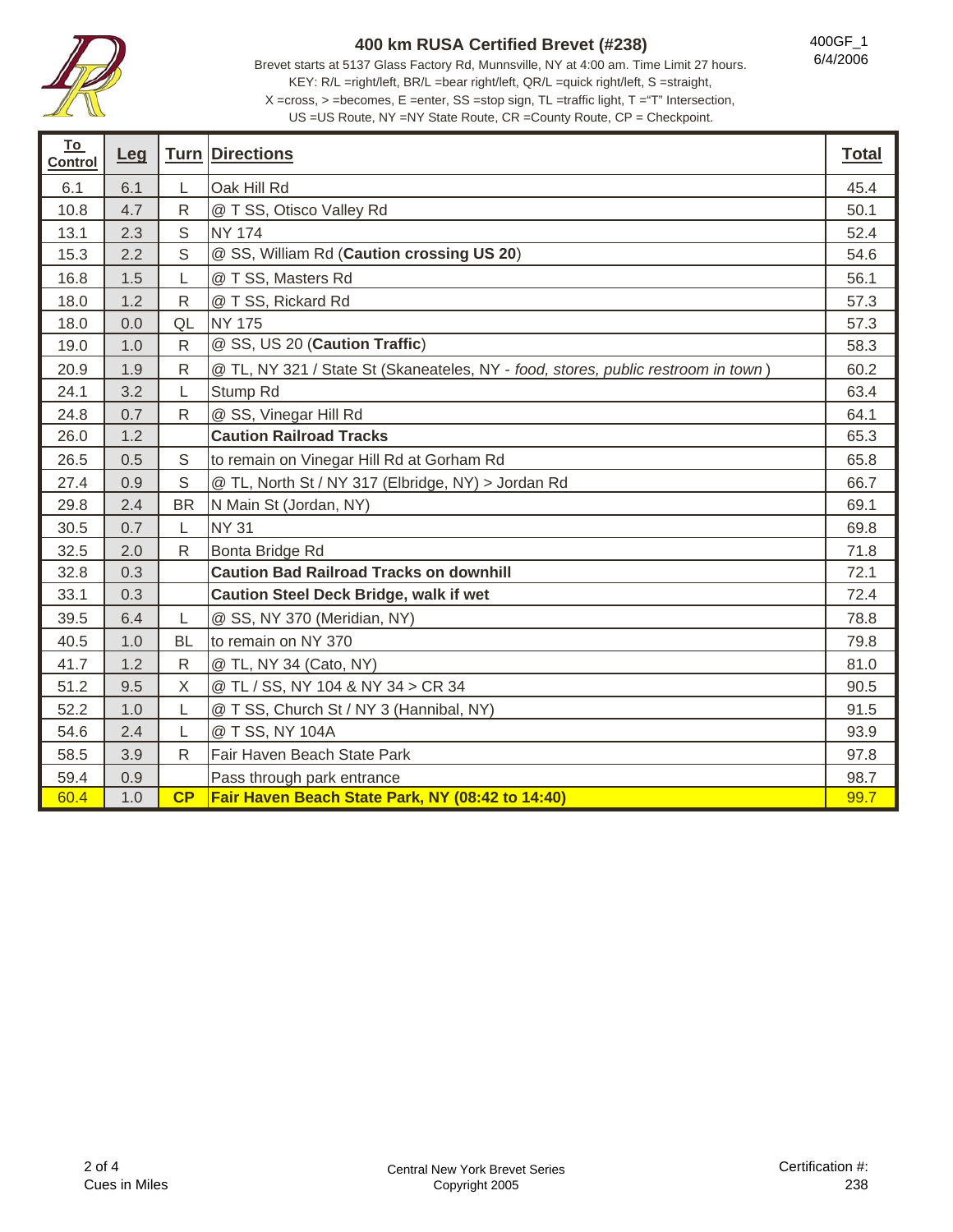# 400 km RUSA Certified Brevet (#238)

400GF_1
6/4/2006

Brevet starts at 5137 Glass Factory Rd, Munnsville, NY at 4:00 am. Time Limit 27 hours.
KEY: R/L =right/left, BR/L =bear right/left, QR/L =quick right/left, S =straight,
X =cross, > =becomes, E =enter, SS =stop sign, TL =traffic light, T ="T" Intersection,
US =US Route, NY =NY State Route, CR =County Route, CP = Checkpoint.

| To Control | Leg | Turn | Directions | Total |
|---|---|---|---|---|
| 6.1 | 6.1 | L | Oak Hill Rd | 45.4 |
| 10.8 | 4.7 | R | @ T SS, Otisco Valley Rd | 50.1 |
| 13.1 | 2.3 | S | NY 174 | 52.4 |
| 15.3 | 2.2 | S | @ SS, William Rd (**Caution crossing US 20**) | 54.6 |
| 16.8 | 1.5 | L | @ T SS, Masters Rd | 56.1 |
| 18.0 | 1.2 | R | @ T SS, Rickard Rd | 57.3 |
| 18.0 | 0.0 | QL | NY 175 | 57.3 |
| 19.0 | 1.0 | R | @ SS, US 20 (**Caution Traffic**) | 58.3 |
| 20.9 | 1.9 | R | @ TL, NY 321 / State St (Skaneateles, NY - *food, stores, public restroom in town*) | 60.2 |
| 24.1 | 3.2 | L | Stump Rd | 63.4 |
| 24.8 | 0.7 | R | @ SS, Vinegar Hill Rd | 64.1 |
| 26.0 | 1.2 | | **Caution Railroad Tracks** | 65.3 |
| 26.5 | 0.5 | S | to remain on Vinegar Hill Rd at Gorham Rd | 65.8 |
| 27.4 | 0.9 | S | @ TL, North St / NY 317 (Elbridge, NY) > Jordan Rd | 66.7 |
| 29.8 | 2.4 | BR | N Main St (Jordan, NY) | 69.1 |
| 30.5 | 0.7 | L | NY 31 | 69.8 |
| 32.5 | 2.0 | R | Bonta Bridge Rd | 71.8 |
| 32.8 | 0.3 | | **Caution Bad Railroad Tracks on downhill** | 72.1 |
| 33.1 | 0.3 | | **Caution Steel Deck Bridge, walk if wet** | 72.4 |
| 39.5 | 6.4 | L | @ SS, NY 370 (Meridian, NY) | 78.8 |
| 40.5 | 1.0 | BL | to remain on NY 370 | 79.8 |
| 41.7 | 1.2 | R | @ TL, NY 34 (Cato, NY) | 81.0 |
| 51.2 | 9.5 | X | @ TL / SS, NY 104 & NY 34 > CR 34 | 90.5 |
| 52.2 | 1.0 | L | @ T SS, Church St / NY 3 (Hannibal, NY) | 91.5 |
| 54.6 | 2.4 | L | @ T SS, NY 104A | 93.9 |
| 58.5 | 3.9 | R | Fair Haven Beach State Park | 97.8 |
| 59.4 | 0.9 | | Pass through park entrance | 98.7 |
| 60.4 | 1.0 | **CP** | **Fair Haven Beach State Park, NY (08:42 to 14:40)** | 99.7 |

Cues in Miles

Central New York Brevet Series
Copyright 2005

Certification #: 238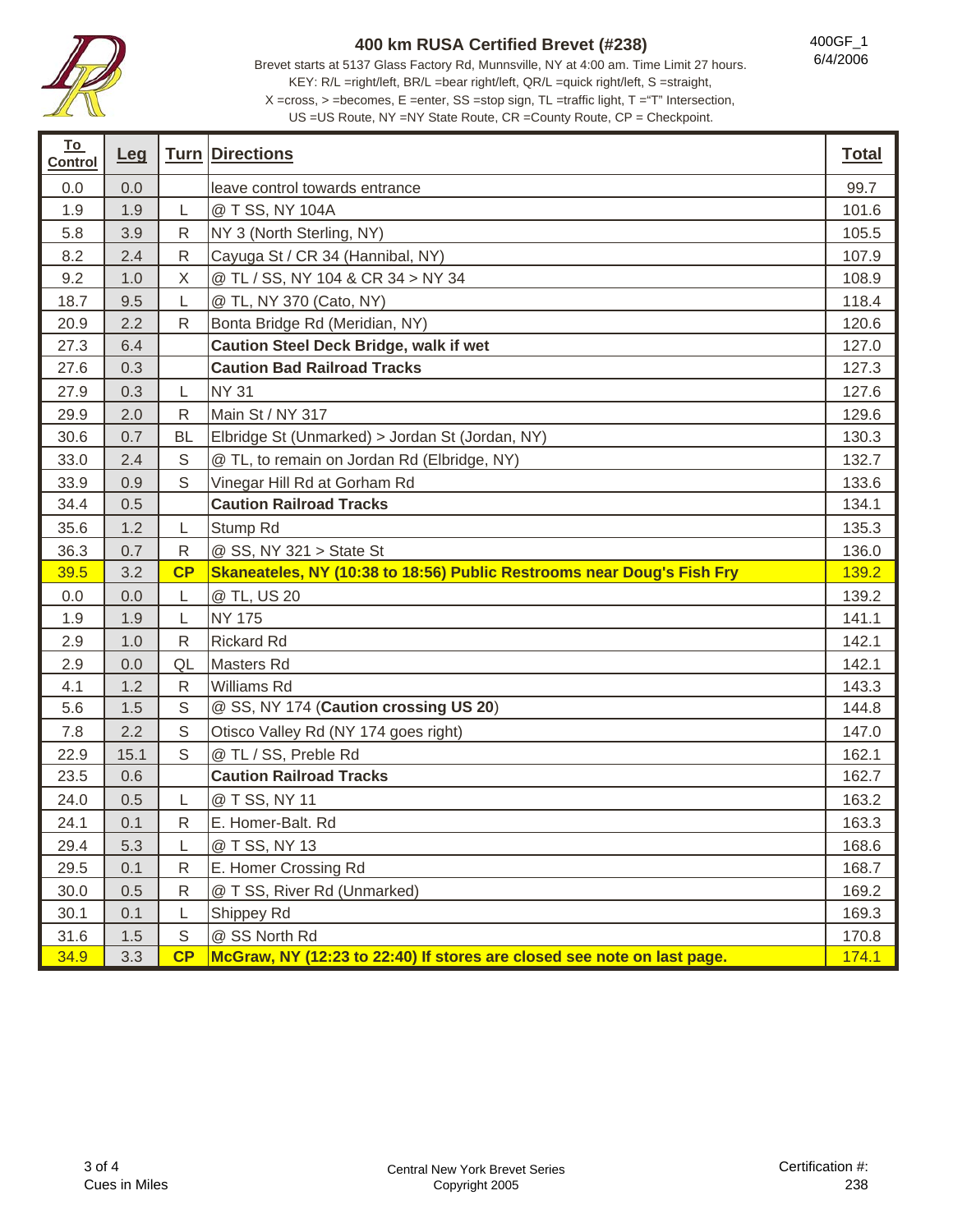# 400 km RUSA Certified Brevet (#238)

400GF_1
6/4/2006

Brevet starts at 5137 Glass Factory Rd, Munnsville, NY at 4:00 am. Time Limit 27 hours.
KEY: R/L =right/left, BR/L =bear right/left, QR/L =quick right/left, S =straight,
X =cross, > =becomes, E =enter, SS =stop sign, TL =traffic light, T ="T" Intersection,
US =US Route, NY =NY State Route, CR =County Route, CP = Checkpoint.

| To Control | Leg | Turn | Directions | Total |
|---|---|---|---|---|
| 0.0 | 0.0 | | leave control towards entrance | 99.7 |
| 1.9 | 1.9 | L | @ T SS, NY 104A | 101.6 |
| 5.8 | 3.9 | R | NY 3 (North Sterling, NY) | 105.5 |
| 8.2 | 2.4 | R | Cayuga St / CR 34 (Hannibal, NY) | 107.9 |
| 9.2 | 1.0 | X | @ TL / SS, NY 104 & CR 34 > NY 34 | 108.9 |
| 18.7 | 9.5 | L | @ TL, NY 370 (Cato, NY) | 118.4 |
| 20.9 | 2.2 | R | Bonta Bridge Rd (Meridian, NY) | 120.6 |
| 27.3 | 6.4 | | **Caution Steel Deck Bridge, walk if wet** | 127.0 |
| 27.6 | 0.3 | | **Caution Bad Railroad Tracks** | 127.3 |
| 27.9 | 0.3 | L | NY 31 | 127.6 |
| 29.9 | 2.0 | R | Main St / NY 317 | 129.6 |
| 30.6 | 0.7 | BL | Elbridge St (Unmarked) > Jordan St (Jordan, NY) | 130.3 |
| 33.0 | 2.4 | S | @ TL, to remain on Jordan Rd (Elbridge, NY) | 132.7 |
| 33.9 | 0.9 | S | Vinegar Hill Rd at Gorham Rd | 133.6 |
| 34.4 | 0.5 | | **Caution Railroad Tracks** | 134.1 |
| 35.6 | 1.2 | L | Stump Rd | 135.3 |
| 36.3 | 0.7 | R | @ SS, NY 321 > State St | 136.0 |
| 39.5 | 3.2 | **CP** | **Skaneateles, NY (10:38 to 18:56) Public Restrooms near Doug's Fish Fry** | 139.2 |
| 0.0 | 0.0 | L | @ TL, US 20 | 139.2 |
| 1.9 | 1.9 | L | NY 175 | 141.1 |
| 2.9 | 1.0 | R | Rickard Rd | 142.1 |
| 2.9 | 0.0 | QL | Masters Rd | 142.1 |
| 4.1 | 1.2 | R | Williams Rd | 143.3 |
| 5.6 | 1.5 | S | @ SS, NY 174 (**Caution crossing US 20**) | 144.8 |
| 7.8 | 2.2 | S | Otisco Valley Rd (NY 174 goes right) | 147.0 |
| 22.9 | 15.1 | S | @ TL / SS, Preble Rd | 162.1 |
| 23.5 | 0.6 | | **Caution Railroad Tracks** | 162.7 |
| 24.0 | 0.5 | L | @ T SS, NY 11 | 163.2 |
| 24.1 | 0.1 | R | E. Homer-Balt. Rd | 163.3 |
| 29.4 | 5.3 | L | @ T SS, NY 13 | 168.6 |
| 29.5 | 0.1 | R | E. Homer Crossing Rd | 168.7 |
| 30.0 | 0.5 | R | @ T SS, River Rd (Unmarked) | 169.2 |
| 30.1 | 0.1 | L | Shippey Rd | 169.3 |
| 31.6 | 1.5 | S | @ SS North Rd | 170.8 |
| 34.9 | 3.3 | **CP** | **McGraw, NY (12:23 to 22:40) If stores are closed see note on last page.** | 174.1 |

Cues in Miles

Central New York Brevet Series
Copyright 2005

Certification #: 238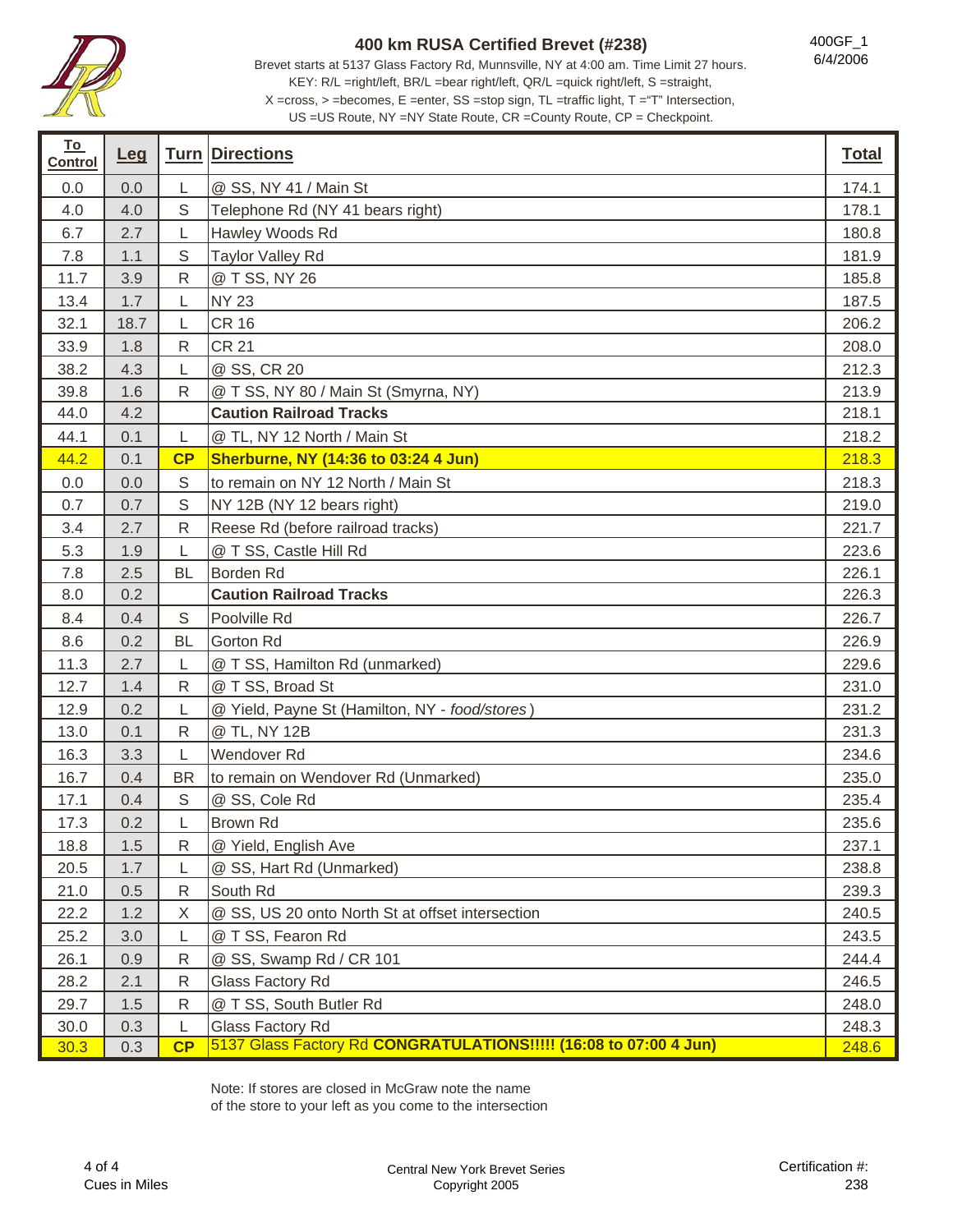# 400 km RUSA Certified Brevet (#238)

400GF_1
6/4/2006

Brevet starts at 5137 Glass Factory Rd, Munnsville, NY at 4:00 am. Time Limit 27 hours.
KEY: R/L =right/left, BR/L =bear right/left, QR/L =quick right/left, S =straight,
X =cross, > =becomes, E =enter, SS =stop sign, TL =traffic light, T ="T" Intersection,
US =US Route, NY =NY State Route, CR =County Route, CP = Checkpoint.

| To Control | Leg | Turn | Directions | Total |
|---|---|---|---|---|
| 0.0 | 0.0 | L | @ SS, NY 41 / Main St | 174.1 |
| 4.0 | 4.0 | S | Telephone Rd (NY 41 bears right) | 178.1 |
| 6.7 | 2.7 | L | Hawley Woods Rd | 180.8 |
| 7.8 | 1.1 | S | Taylor Valley Rd | 181.9 |
| 11.7 | 3.9 | R | @ T SS, NY 26 | 185.8 |
| 13.4 | 1.7 | L | NY 23 | 187.5 |
| 32.1 | 18.7 | L | CR 16 | 206.2 |
| 33.9 | 1.8 | R | CR 21 | 208.0 |
| 38.2 | 4.3 | L | @ SS, CR 20 | 212.3 |
| 39.8 | 1.6 | R | @ T SS, NY 80 / Main St (Smyrna, NY) | 213.9 |
| 44.0 | 4.2 | | **Caution Railroad Tracks** | 218.1 |
| 44.1 | 0.1 | L | @ TL, NY 12 North / Main St | 218.2 |
| 44.2 | 0.1 | **CP** | **Sherburne, NY (14:36 to 03:24 4 Jun)** | 218.3 |
| 0.0 | 0.0 | S | to remain on NY 12 North / Main St | 218.3 |
| 0.7 | 0.7 | S | NY 12B (NY 12 bears right) | 219.0 |
| 3.4 | 2.7 | R | Reese Rd (before railroad tracks) | 221.7 |
| 5.3 | 1.9 | L | @ T SS, Castle Hill Rd | 223.6 |
| 7.8 | 2.5 | BL | Borden Rd | 226.1 |
| 8.0 | 0.2 | | **Caution Railroad Tracks** | 226.3 |
| 8.4 | 0.4 | S | Poolville Rd | 226.7 |
| 8.6 | 0.2 | BL | Gorton Rd | 226.9 |
| 11.3 | 2.7 | L | @ T SS, Hamilton Rd (unmarked) | 229.6 |
| 12.7 | 1.4 | R | @ T SS, Broad St | 231.0 |
| 12.9 | 0.2 | L | @ Yield, Payne St (Hamilton, NY - *food/stores*) | 231.2 |
| 13.0 | 0.1 | R | @ TL, NY 12B | 231.3 |
| 16.3 | 3.3 | L | Wendover Rd | 234.6 |
| 16.7 | 0.4 | BR | to remain on Wendover Rd (Unmarked) | 235.0 |
| 17.1 | 0.4 | S | @ SS, Cole Rd | 235.4 |
| 17.3 | 0.2 | L | Brown Rd | 235.6 |
| 18.8 | 1.5 | R | @ Yield, English Ave | 237.1 |
| 20.5 | 1.7 | L | @ SS, Hart Rd (Unmarked) | 238.8 |
| 21.0 | 0.5 | R | South Rd | 239.3 |
| 22.2 | 1.2 | X | @ SS, US 20 onto North St at offset intersection | 240.5 |
| 25.2 | 3.0 | L | @ T SS, Fearon Rd | 243.5 |
| 26.1 | 0.9 | R | @ SS, Swamp Rd / CR 101 | 244.4 |
| 28.2 | 2.1 | R | Glass Factory Rd | 246.5 |
| 29.7 | 1.5 | R | @ T SS, South Butler Rd | 248.0 |
| 30.0 | 0.3 | L | Glass Factory Rd | 248.3 |
| 30.3 | 0.3 | **CP** | 5137 Glass Factory Rd **CONGRATULATIONS!!!!! (16:08 to 07:00 4 Jun)** | 248.6 |

Note: If stores are closed in McGraw note the name
of the store to your left as you come to the intersection

Cues in Miles

Central New York Brevet Series
Copyright 2005

Certification #:
238